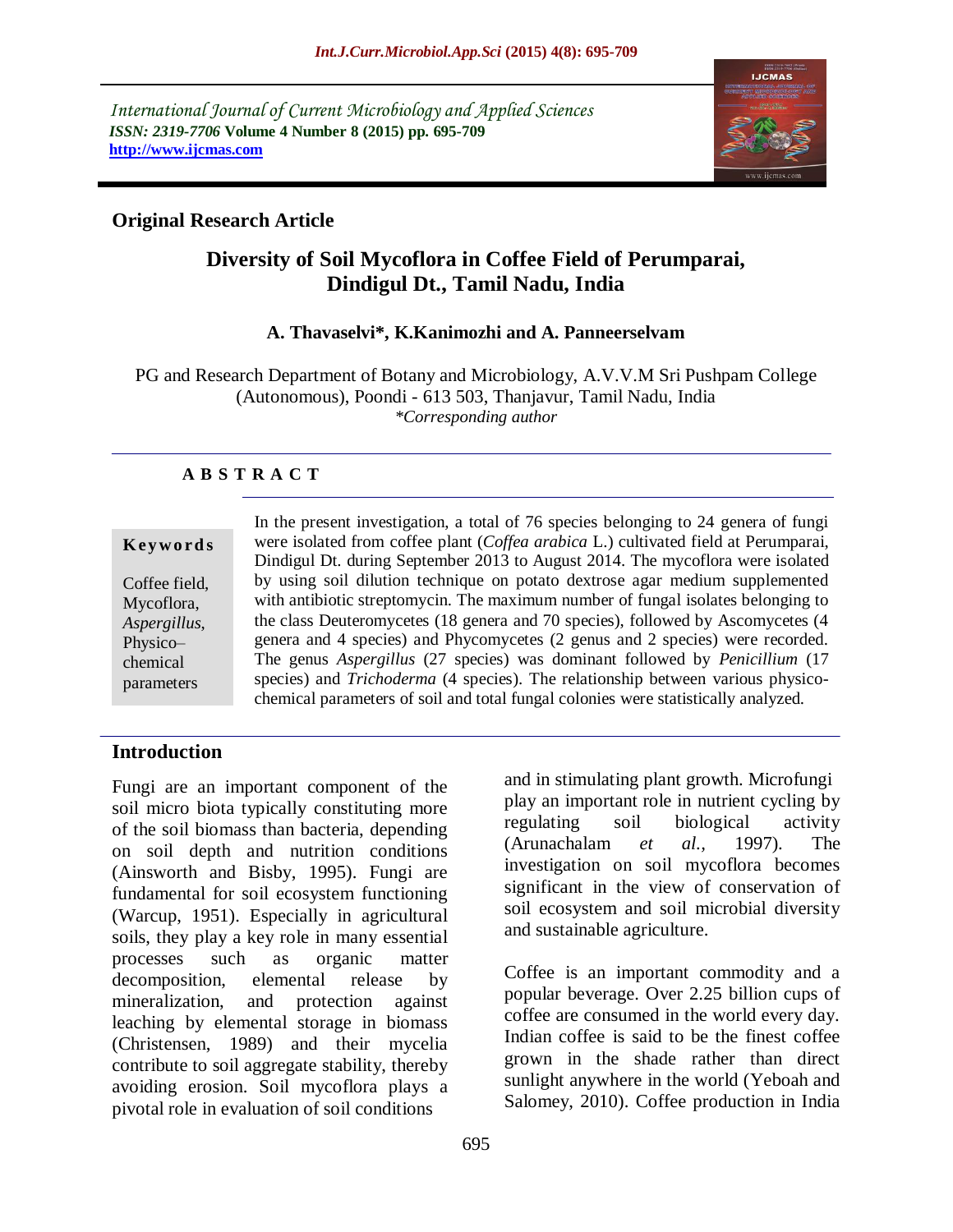International Journal of Current Microbiology and Applied Sciences
***ISSN: 2319-7706*** **Volume 4 Number 8 (2015) pp. 695-709**
**http://www.ijcmas.com**

**Original Research Article**

# Diversity of Soil Mycoflora in Coffee Field of Perumparai, Dindigul Dt., Tamil Nadu, India

**A. Thavaselvi\*, K.Kanimozhi and A. Panneerselvam**

PG and Research Department of Botany and Microbiology, A.V.V.M Sri Pushpam College (Autonomous), Poondi - 613 503, Thanjavur, Tamil Nadu, India
*\*Corresponding author*

## A B S T R A C T

**Keywords**

Coffee field, Mycoflora, *Aspergillus*, Physico–chemical parameters

In the present investigation, a total of 76 species belonging to 24 genera of fungi were isolated from coffee plant (*Coffea arabica* L.) cultivated field at Perumparai, Dindigul Dt. during September 2013 to August 2014. The mycoflora were isolated by using soil dilution technique on potato dextrose agar medium supplemented with antibiotic streptomycin. The maximum number of fungal isolates belonging to the class Deuteromycetes (18 genera and 70 species), followed by Ascomycetes (4 genera and 4 species) and Phycomycetes (2 genus and 2 species) were recorded. The genus *Aspergillus* (27 species) was dominant followed by *Penicillium* (17 species) and *Trichoderma* (4 species). The relationship between various physico-chemical parameters of soil and total fungal colonies were statistically analyzed.

## Introduction

Fungi are an important component of the soil micro biota typically constituting more of the soil biomass than bacteria, depending on soil depth and nutrition conditions (Ainsworth and Bisby, 1995). Fungi are fundamental for soil ecosystem functioning (Warcup, 1951). Especially in agricultural soils, they play a key role in many essential processes such as organic matter decomposition, elemental release by mineralization, and protection against leaching by elemental storage in biomass (Christensen, 1989) and their mycelia contribute to soil aggregate stability, thereby avoiding erosion. Soil mycoflora plays a pivotal role in evaluation of soil conditions and in stimulating plant growth. Microfungi play an important role in nutrient cycling by regulating soil biological activity (Arunachalam *et al.,* 1997). The investigation on soil mycoflora becomes significant in the view of conservation of soil ecosystem and soil microbial diversity and sustainable agriculture.

Coffee is an important commodity and a popular beverage. Over 2.25 billion cups of coffee are consumed in the world every day. Indian coffee is said to be the finest coffee grown in the shade rather than direct sunlight anywhere in the world (Yeboah and Salomey, 2010). Coffee production in India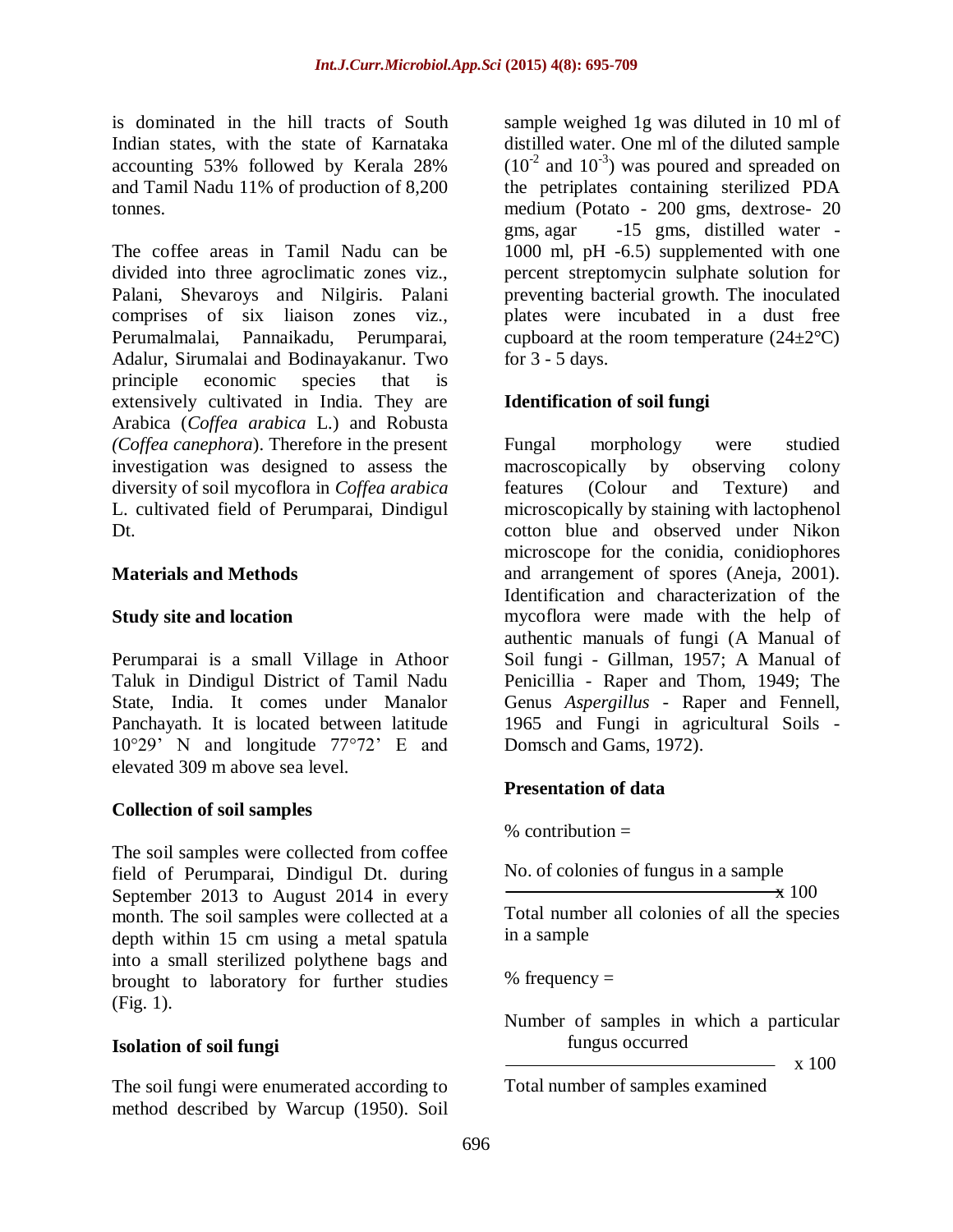is dominated in the hill tracts of South Indian states, with the state of Karnataka accounting 53% followed by Kerala 28% and Tamil Nadu 11% of production of 8,200 tonnes.

The coffee areas in Tamil Nadu can be divided into three agroclimatic zones viz., Palani, Shevaroys and Nilgiris. Palani comprises of six liaison zones viz., Perumalmalai, Pannaikadu, Perumparai, Adalur, Sirumalai and Bodinayakanur. Two principle economic species that is extensively cultivated in India. They are Arabica (*Coffea arabica* L.) and Robusta (*Coffea canephora*). Therefore in the present investigation was designed to assess the diversity of soil mycoflora in *Coffea arabica* L. cultivated field of Perumparai, Dindigul Dt.

## Materials and Methods

### Study site and location

Perumparai is a small Village in Athoor Taluk in Dindigul District of Tamil Nadu State, India. It comes under Manalor Panchayath. It is located between latitude 10°29' N and longitude 77°72' E and elevated 309 m above sea level.

### Collection of soil samples

The soil samples were collected from coffee field of Perumparai, Dindigul Dt. during September 2013 to August 2014 in every month. The soil samples were collected at a depth within 15 cm using a metal spatula into a small sterilized polythene bags and brought to laboratory for further studies (Fig. 1).

### Isolation of soil fungi

The soil fungi were enumerated according to method described by Warcup (1950). Soil sample weighed 1g was diluted in 10 ml of distilled water. One ml of the diluted sample ($10^{-2}$ and $10^{-3}$) was poured and spreaded on the petriplates containing sterilized PDA medium (Potato - 200 gms, dextrose- 20 gms, agar -15 gms, distilled water - 1000 ml, pH -6.5) supplemented with one percent streptomycin sulphate solution for preventing bacterial growth. The inoculated plates were incubated in a dust free cupboard at the room temperature (24±2°C) for 3 - 5 days.

### Identification of soil fungi

Fungal morphology were studied macroscopically by observing colony features (Colour and Texture) and microscopically by staining with lactophenol cotton blue and observed under Nikon microscope for the conidia, conidiophores and arrangement of spores (Aneja, 2001). Identification and characterization of the mycoflora were made with the help of authentic manuals of fungi (A Manual of Soil fungi - Gillman, 1957; A Manual of Penicillia - Raper and Thom, 1949; The Genus *Aspergillus* - Raper and Fennell, 1965 and Fungi in agricultural Soils - Domsch and Gams, 1972).

### Presentation of data

$$\% \text{ contribution} = \frac{\text{No. of colonies of fungus in a sample}}{\text{Total number all colonies of all the species in a sample}} \times 100$$

$$\% \text{ frequency} = \frac{\text{Number of samples in which a particular fungus occurred}}{\text{Total number of samples examined}} \times 100$$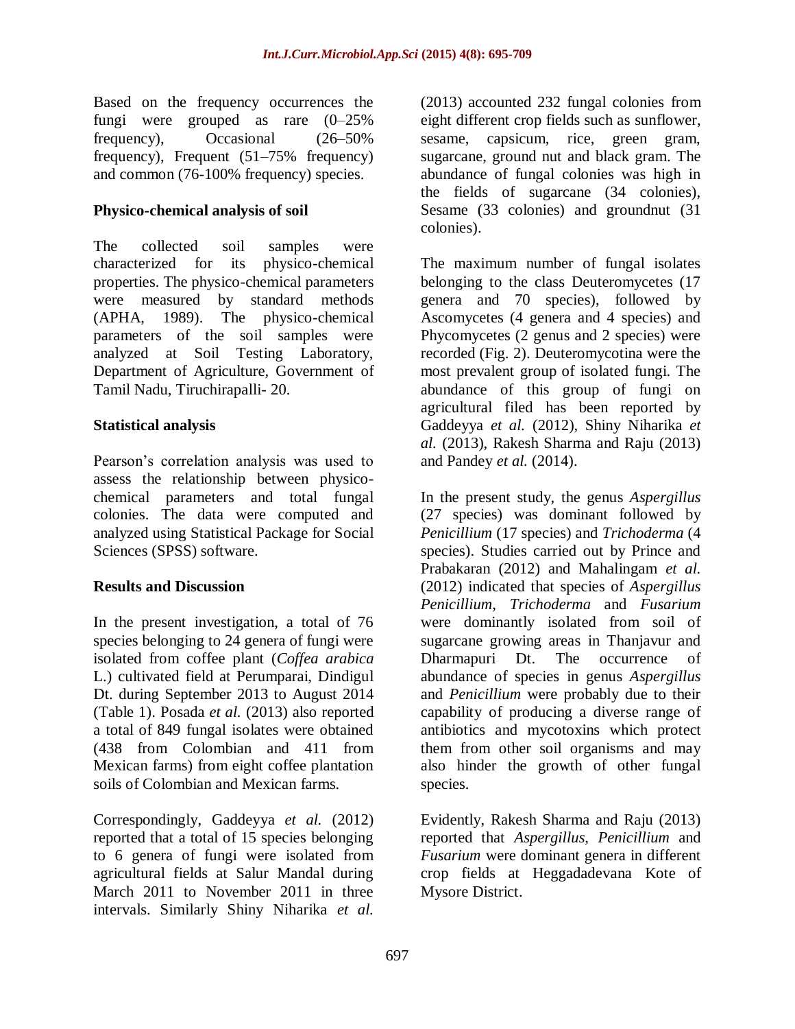Based on the frequency occurrences the fungi were grouped as rare (0–25% frequency), Occasional (26–50% frequency), Frequent (51–75% frequency) and common (76-100% frequency) species.

## Physico-chemical analysis of soil

The collected soil samples were characterized for its physico-chemical properties. The physico-chemical parameters were measured by standard methods (APHA, 1989). The physico-chemical parameters of the soil samples were analyzed at Soil Testing Laboratory, Department of Agriculture, Government of Tamil Nadu, Tiruchirapalli- 20.

## Statistical analysis

Pearson's correlation analysis was used to assess the relationship between physico-chemical parameters and total fungal colonies. The data were computed and analyzed using Statistical Package for Social Sciences (SPSS) software.

## Results and Discussion

In the present investigation, a total of 76 species belonging to 24 genera of fungi were isolated from coffee plant (*Coffea arabica* L.) cultivated field at Perumparai, Dindigul Dt. during September 2013 to August 2014 (Table 1). Posada *et al.* (2013) also reported a total of 849 fungal isolates were obtained (438 from Colombian and 411 from Mexican farms) from eight coffee plantation soils of Colombian and Mexican farms.

Correspondingly, Gaddeyya *et al.* (2012) reported that a total of 15 species belonging to 6 genera of fungi were isolated from agricultural fields at Salur Mandal during March 2011 to November 2011 in three intervals. Similarly Shiny Niharika *et al.* (2013) accounted 232 fungal colonies from eight different crop fields such as sunflower, sesame, capsicum, rice, green gram, sugarcane, ground nut and black gram. The abundance of fungal colonies was high in the fields of sugarcane (34 colonies), Sesame (33 colonies) and groundnut (31 colonies).

The maximum number of fungal isolates belonging to the class Deuteromycetes (17 genera and 70 species), followed by Ascomycetes (4 genera and 4 species) and Phycomycetes (2 genus and 2 species) were recorded (Fig. 2). Deuteromycotina were the most prevalent group of isolated fungi. The abundance of this group of fungi on agricultural filed has been reported by Gaddeyya *et al.* (2012), Shiny Niharika *et al.* (2013), Rakesh Sharma and Raju (2013) and Pandey *et al.* (2014).

In the present study, the genus *Aspergillus* (27 species) was dominant followed by *Penicillium* (17 species) and *Trichoderma* (4 species). Studies carried out by Prince and Prabakaran (2012) and Mahalingam *et al.* (2012) indicated that species of *Aspergillus Penicillium*, *Trichoderma* and *Fusarium* were dominantly isolated from soil of sugarcane growing areas in Thanjavur and Dharmapuri Dt. The occurrence of abundance of species in genus *Aspergillus* and *Penicillium* were probably due to their capability of producing a diverse range of antibiotics and mycotoxins which protect them from other soil organisms and may also hinder the growth of other fungal species.

Evidently, Rakesh Sharma and Raju (2013) reported that *Aspergillus*, *Penicillium* and *Fusarium* were dominant genera in different crop fields at Heggadadevana Kote of Mysore District.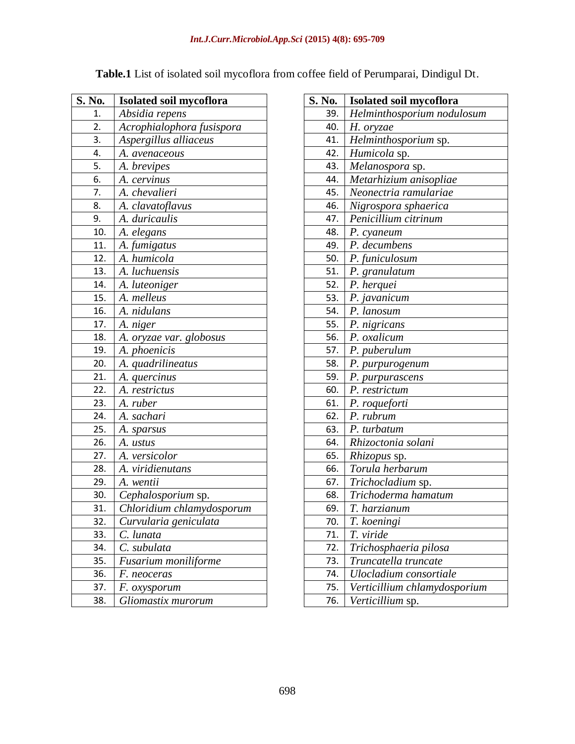**Table.1** List of isolated soil mycoflora from coffee field of Perumparai, Dindigul Dt.

| S. No. | Isolated soil mycoflora |
|---|---|
| 1. | *Absidia repens* |
| 2. | *Acrophialophora fusispora* |
| 3. | *Aspergillus alliaceus* |
| 4. | *A. avenaceous* |
| 5. | *A. brevipes* |
| 6. | *A. cervinus* |
| 7. | *A. chevalieri* |
| 8. | *A. clavatoflavus* |
| 9. | *A. duricaulis* |
| 10. | *A. elegans* |
| 11. | *A. fumigatus* |
| 12. | *A. humicola* |
| 13. | *A. luchuensis* |
| 14. | *A. luteoniger* |
| 15. | *A. melleus* |
| 16. | *A. nidulans* |
| 17. | *A. niger* |
| 18. | *A. oryzae var. globosus* |
| 19. | *A. phoenicis* |
| 20. | *A. quadrilineatus* |
| 21. | *A. quercinus* |
| 22. | *A. restrictus* |
| 23. | *A. ruber* |
| 24. | *A. sachari* |
| 25. | *A. sparsus* |
| 26. | *A. ustus* |
| 27. | *A. versicolor* |
| 28. | *A. viridienutans* |
| 29. | *A. wentii* |
| 30. | *Cephalosporium* sp. |
| 31. | *Chloridium chlamydosporum* |
| 32. | *Curvularia geniculata* |
| 33. | *C. lunata* |
| 34. | *C. subulata* |
| 35. | *Fusarium moniliforme* |
| 36. | *F. neoceras* |
| 37. | *F. oxysporum* |
| 38. | *Gliomastix murorum* |
| 39. | *Helminthosporium nodulosum* |
| 40. | *H. oryzae* |
| 41. | *Helminthosporium* sp. |
| 42. | *Humicola* sp. |
| 43. | *Melanospora* sp. |
| 44. | *Metarhizium anisopliae* |
| 45. | *Neonectria ramulariae* |
| 46. | *Nigrospora sphaerica* |
| 47. | *Penicillium citrinum* |
| 48. | *P. cyaneum* |
| 49. | *P. decumbens* |
| 50. | *P. funiculosum* |
| 51. | *P. granulatum* |
| 52. | *P. herquei* |
| 53. | *P. javanicum* |
| 54. | *P. lanosum* |
| 55. | *P. nigricans* |
| 56. | *P. oxalicum* |
| 57. | *P. puberulum* |
| 58. | *P. purpurogenum* |
| 59. | *P. purpurascens* |
| 60. | *P. restrictum* |
| 61. | *P. roqueforti* |
| 62. | *P. rubrum* |
| 63. | *P. turbatum* |
| 64. | *Rhizoctonia solani* |
| 65. | *Rhizopus* sp. |
| 66. | *Torula herbarum* |
| 67. | *Trichocladium* sp. |
| 68. | *Trichoderma hamatum* |
| 69. | *T. harzianum* |
| 70. | *T. koeningi* |
| 71. | *T. viride* |
| 72. | *Trichosphaeria pilosa* |
| 73. | *Truncatella truncate* |
| 74. | *Ulocladium consortiale* |
| 75. | *Verticillium chlamydosporium* |
| 76. | *Verticillium* sp. |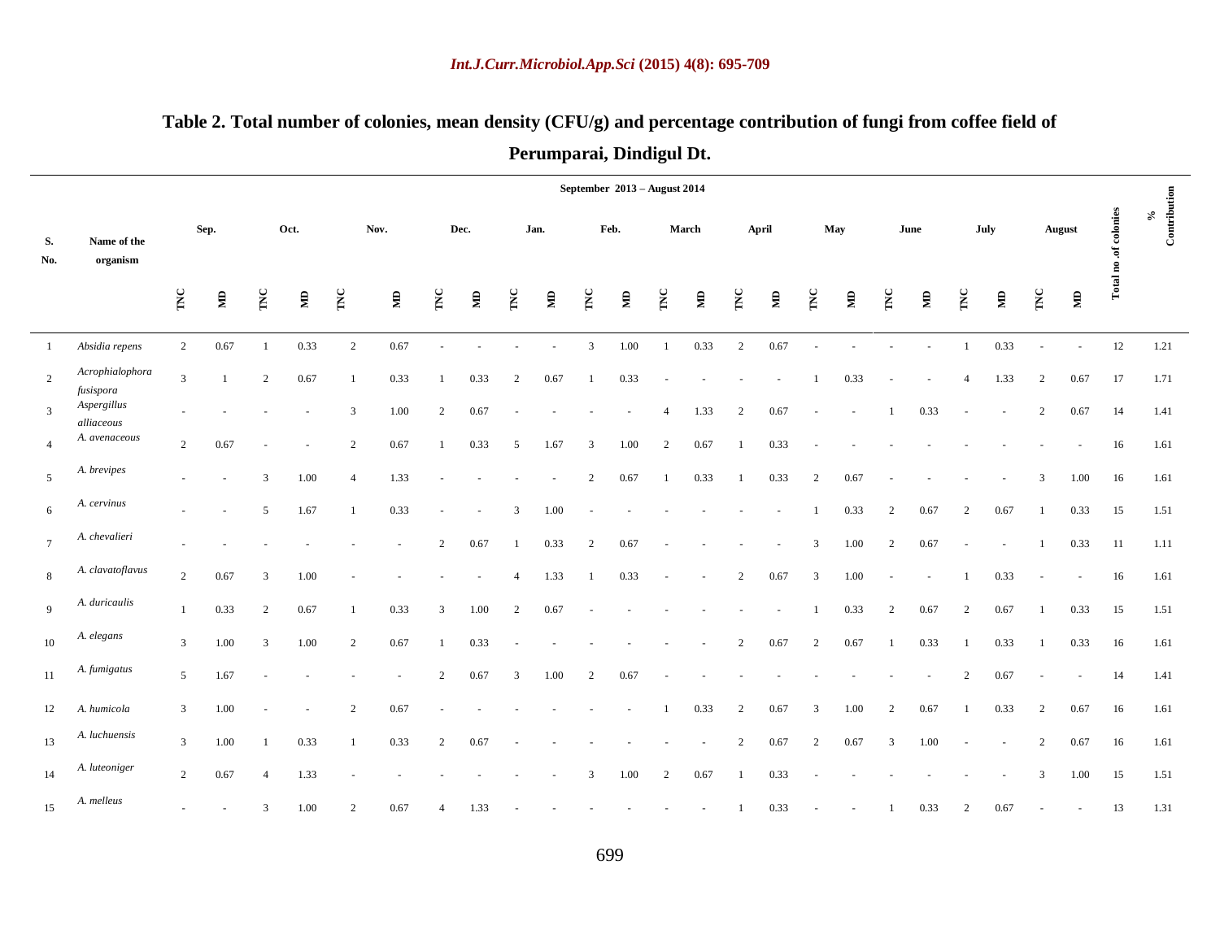**Table 2.** Total number of colonies, mean density (CFU/g) and percentage contribution of fungi from coffee field of Perumparai, Dindigul Dt.

| S. No. | Name of the organism | September 2013 – August 2014 | | | | | | | | | | | | | | | | | | | | | | | | Total no .of colonies | % Contribution |
|---|---|---|---|---|---|---|---|---|---|---|---|---|---|---|---|---|---|---|---|---|---|---|---|---|---|---|---|
| | | Sep. | | Oct. | | Nov. | | Dec. | | Jan. | | Feb. | | March | | April | | May | | June | | July | | August | | | |
| | | TNC | MD | TNC | MD | TNC | MD | TNC | MD | TNC | MD | TNC | MD | TNC | MD | TNC | MD | TNC | MD | TNC | MD | TNC | MD | TNC | MD | | |
| 1 | *Absidia repens* | 2 | 0.67 | 1 | 0.33 | 2 | 0.67 | - | - | - | - | 3 | 1.00 | 1 | 0.33 | 2 | 0.67 | - | - | - | - | 1 | 0.33 | - | - | 12 | 1.21 |
| 2 | *Acrophialophora fusispora* | 3 | 1 | 2 | 0.67 | 1 | 0.33 | 1 | 0.33 | 2 | 0.67 | 1 | 0.33 | - | - | - | - | 1 | 0.33 | - | - | 4 | 1.33 | 2 | 0.67 | 17 | 1.71 |
| 3 | *Aspergillus alliaceous* | - | - | - | - | 3 | 1.00 | 2 | 0.67 | - | - | - | - | 4 | 1.33 | 2 | 0.67 | - | - | 1 | 0.33 | - | - | 2 | 0.67 | 14 | 1.41 |
| 4 | *A. avenaceous* | 2 | 0.67 | - | - | 2 | 0.67 | 1 | 0.33 | 5 | 1.67 | 3 | 1.00 | 2 | 0.67 | 1 | 0.33 | - | - | - | - | - | - | - | - | 16 | 1.61 |
| 5 | *A. brevipes* | - | - | 3 | 1.00 | 4 | 1.33 | - | - | - | - | 2 | 0.67 | 1 | 0.33 | 1 | 0.33 | 2 | 0.67 | - | - | - | - | 3 | 1.00 | 16 | 1.61 |
| 6 | *A. cervinus* | - | - | 5 | 1.67 | 1 | 0.33 | - | - | 3 | 1.00 | - | - | - | - | - | - | 1 | 0.33 | 2 | 0.67 | 2 | 0.67 | 1 | 0.33 | 15 | 1.51 |
| 7 | *A. chevalieri* | - | - | - | - | - | - | 2 | 0.67 | 1 | 0.33 | 2 | 0.67 | - | - | - | - | 3 | 1.00 | 2 | 0.67 | - | - | 1 | 0.33 | 11 | 1.11 |
| 8 | *A. clavatoflavus* | 2 | 0.67 | 3 | 1.00 | - | - | - | - | 4 | 1.33 | 1 | 0.33 | - | - | 2 | 0.67 | 3 | 1.00 | - | - | 1 | 0.33 | - | - | 16 | 1.61 |
| 9 | *A. duricaulis* | 1 | 0.33 | 2 | 0.67 | 1 | 0.33 | 3 | 1.00 | 2 | 0.67 | - | - | - | - | - | - | 1 | 0.33 | 2 | 0.67 | 2 | 0.67 | 1 | 0.33 | 15 | 1.51 |
| 10 | *A. elegans* | 3 | 1.00 | 3 | 1.00 | 2 | 0.67 | 1 | 0.33 | - | - | - | - | - | - | 2 | 0.67 | 2 | 0.67 | 1 | 0.33 | 1 | 0.33 | 1 | 0.33 | 16 | 1.61 |
| 11 | *A. fumigatus* | 5 | 1.67 | - | - | - | - | 2 | 0.67 | 3 | 1.00 | 2 | 0.67 | - | - | - | - | - | - | - | - | 2 | 0.67 | - | - | 14 | 1.41 |
| 12 | *A. humicola* | 3 | 1.00 | - | - | 2 | 0.67 | - | - | - | - | - | - | 1 | 0.33 | 2 | 0.67 | 3 | 1.00 | 2 | 0.67 | 1 | 0.33 | 2 | 0.67 | 16 | 1.61 |
| 13 | *A. luchuensis* | 3 | 1.00 | 1 | 0.33 | 1 | 0.33 | 2 | 0.67 | - | - | - | - | - | - | 2 | 0.67 | 2 | 0.67 | 3 | 1.00 | - | - | 2 | 0.67 | 16 | 1.61 |
| 14 | *A. luteoniger* | 2 | 0.67 | 4 | 1.33 | - | - | - | - | - | - | 3 | 1.00 | 2 | 0.67 | 1 | 0.33 | - | - | - | - | - | - | 3 | 1.00 | 15 | 1.51 |
| 15 | *A. melleus* | - | - | 3 | 1.00 | 2 | 0.67 | 4 | 1.33 | - | - | - | - | - | - | 1 | 0.33 | - | - | 1 | 0.33 | 2 | 0.67 | - | - | 13 | 1.31 |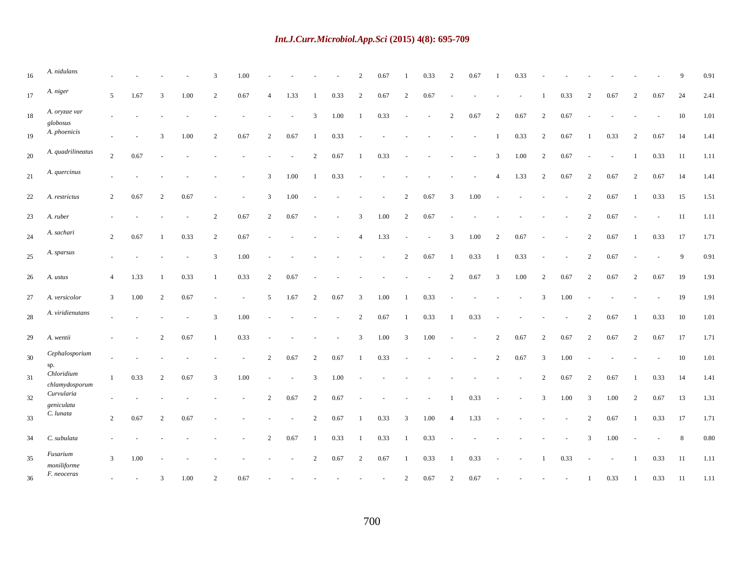| | | | | | | | | | | | | | | | | | | | | | | | | | | | |
|---|---|---|---|---|---|---|---|---|---|---|---|---|---|---|---|---|---|---|---|---|---|---|---|---|---|---|---|
| 16 | *A. nidulans* | - | - | - | - | 3 | 1.00 | - | - | - | - | 2 | 0.67 | 1 | 0.33 | 2 | 0.67 | 1 | 0.33 | - | - | - | - | - | - | 9 | 0.91 |
| 17 | *A. niger* | 5 | 1.67 | 3 | 1.00 | 2 | 0.67 | 4 | 1.33 | 1 | 0.33 | 2 | 0.67 | 2 | 0.67 | - | - | - | - | 1 | 0.33 | 2 | 0.67 | 2 | 0.67 | 24 | 2.41 |
| 18 | *A. oryzae var globosus* | - | - | - | - | - | - | - | - | 3 | 1.00 | 1 | 0.33 | - | - | 2 | 0.67 | 2 | 0.67 | 2 | 0.67 | - | - | - | - | 10 | 1.01 |
| 19 | *A. phoenicis* | - | - | 3 | 1.00 | 2 | 0.67 | 2 | 0.67 | 1 | 0.33 | - | - | - | - | - | - | 1 | 0.33 | 2 | 0.67 | 1 | 0.33 | 2 | 0.67 | 14 | 1.41 |
| 20 | *A. quadrilineatus* | 2 | 0.67 | - | - | - | - | - | - | 2 | 0.67 | 1 | 0.33 | - | - | - | - | 3 | 1.00 | 2 | 0.67 | - | - | 1 | 0.33 | 11 | 1.11 |
| 21 | *A. quercinus* | - | - | - | - | - | - | 3 | 1.00 | 1 | 0.33 | - | - | - | - | - | - | 4 | 1.33 | 2 | 0.67 | 2 | 0.67 | 2 | 0.67 | 14 | 1.41 |
| 22 | *A. restrictus* | 2 | 0.67 | 2 | 0.67 | - | - | 3 | 1.00 | - | - | - | - | 2 | 0.67 | 3 | 1.00 | - | - | - | - | 2 | 0.67 | 1 | 0.33 | 15 | 1.51 |
| 23 | *A. ruber* | - | - | - | - | 2 | 0.67 | 2 | 0.67 | - | - | 3 | 1.00 | 2 | 0.67 | - | - | - | - | - | - | 2 | 0.67 | - | - | 11 | 1.11 |
| 24 | *A. sachari* | 2 | 0.67 | 1 | 0.33 | 2 | 0.67 | - | - | - | - | 4 | 1.33 | - | - | 3 | 1.00 | 2 | 0.67 | - | - | 2 | 0.67 | 1 | 0.33 | 17 | 1.71 |
| 25 | *A. sparsus* | - | - | - | - | 3 | 1.00 | - | - | - | - | - | - | 2 | 0.67 | 1 | 0.33 | 1 | 0.33 | - | - | 2 | 0.67 | - | - | 9 | 0.91 |
| 26 | *A. ustus* | 4 | 1.33 | 1 | 0.33 | 1 | 0.33 | 2 | 0.67 | - | - | - | - | - | - | 2 | 0.67 | 3 | 1.00 | 2 | 0.67 | 2 | 0.67 | 2 | 0.67 | 19 | 1.91 |
| 27 | *A. versicolor* | 3 | 1.00 | 2 | 0.67 | - | - | 5 | 1.67 | 2 | 0.67 | 3 | 1.00 | 1 | 0.33 | - | - | - | - | 3 | 1.00 | - | - | - | - | 19 | 1.91 |
| 28 | *A. viridienutans* | - | - | - | - | 3 | 1.00 | - | - | - | - | 2 | 0.67 | 1 | 0.33 | 1 | 0.33 | - | - | - | - | 2 | 0.67 | 1 | 0.33 | 10 | 1.01 |
| 29 | *A. wentii* | - | - | 2 | 0.67 | 1 | 0.33 | - | - | - | - | 3 | 1.00 | 3 | 1.00 | - | - | 2 | 0.67 | 2 | 0.67 | 2 | 0.67 | 2 | 0.67 | 17 | 1.71 |
| 30 | *Cephalosporium* sp. | - | - | - | - | - | - | 2 | 0.67 | 2 | 0.67 | 1 | 0.33 | - | - | - | - | 2 | 0.67 | 3 | 1.00 | - | - | - | - | 10 | 1.01 |
| 31 | *Chloridium chlamydosporum* | 1 | 0.33 | 2 | 0.67 | 3 | 1.00 | - | - | 3 | 1.00 | - | - | - | - | - | - | - | - | 2 | 0.67 | 2 | 0.67 | 1 | 0.33 | 14 | 1.41 |
| 32 | *Curvularia geniculata* | - | - | - | - | - | - | 2 | 0.67 | 2 | 0.67 | - | - | - | - | 1 | 0.33 | - | - | 3 | 1.00 | 3 | 1.00 | 2 | 0.67 | 13 | 1.31 |
| 33 | *C. lunata* | 2 | 0.67 | 2 | 0.67 | - | - | - | - | 2 | 0.67 | 1 | 0.33 | 3 | 1.00 | 4 | 1.33 | - | - | - | - | 2 | 0.67 | 1 | 0.33 | 17 | 1.71 |
| 34 | *C. subulata* | - | - | - | - | - | - | 2 | 0.67 | 1 | 0.33 | 1 | 0.33 | 1 | 0.33 | - | - | - | - | - | - | 3 | 1.00 | - | - | 8 | 0.80 |
| 35 | *Fusarium moniliforme* | 3 | 1.00 | - | - | - | - | - | - | 2 | 0.67 | 2 | 0.67 | 1 | 0.33 | 1 | 0.33 | - | - | 1 | 0.33 | - | - | 1 | 0.33 | 11 | 1.11 |
| 36 | *F. neoceras* | - | - | 3 | 1.00 | 2 | 0.67 | - | - | - | - | - | - | 2 | 0.67 | 2 | 0.67 | - | - | - | - | 1 | 0.33 | 1 | 0.33 | 11 | 1.11 |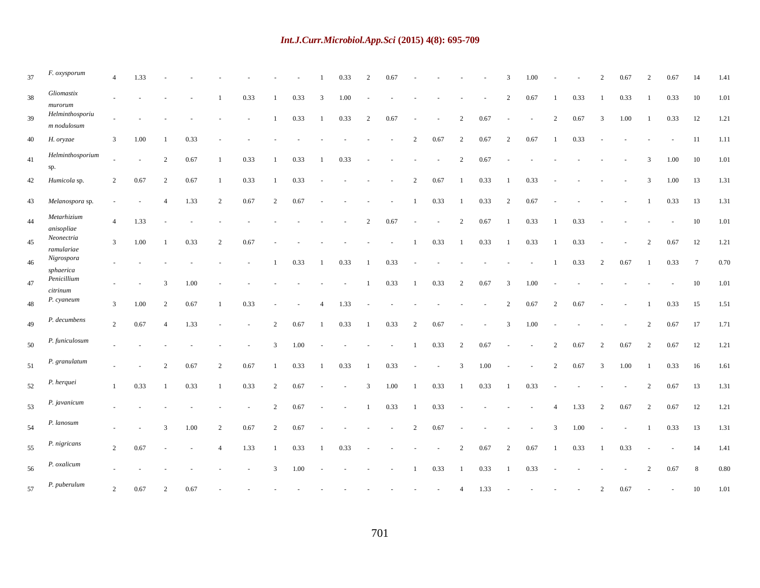| | | | | | | | | | | | | | | | | | | | | | | | | | | | |
|---|---|---|---|---|---|---|---|---|---|---|---|---|---|---|---|---|---|---|---|---|---|---|---|---|---|---|---|
| 37 | *F. oxysporum* | 4 | 1.33 | - | - | - | - | - | - | 1 | 0.33 | 2 | 0.67 | - | - | - | - | 3 | 1.00 | - | - | 2 | 0.67 | 2 | 0.67 | 14 | 1.41 |
| 38 | *Gliomastix murorum* | - | - | - | - | 1 | 0.33 | 1 | 0.33 | 3 | 1.00 | - | - | - | - | - | - | 2 | 0.67 | 1 | 0.33 | 1 | 0.33 | 1 | 0.33 | 10 | 1.01 |
| 39 | *Helminthosporium nodulosum* | - | - | - | - | - | - | 1 | 0.33 | 1 | 0.33 | 2 | 0.67 | - | - | 2 | 0.67 | - | - | 2 | 0.67 | 3 | 1.00 | 1 | 0.33 | 12 | 1.21 |
| 40 | *H. oryzae* | 3 | 1.00 | 1 | 0.33 | - | - | - | - | - | - | - | - | 2 | 0.67 | 2 | 0.67 | 2 | 0.67 | 1 | 0.33 | - | - | - | - | 11 | 1.11 |
| 41 | *Helminthosporium* sp. | - | - | 2 | 0.67 | 1 | 0.33 | 1 | 0.33 | 1 | 0.33 | - | - | - | - | 2 | 0.67 | - | - | - | - | - | - | 3 | 1.00 | 10 | 1.01 |
| 42 | *Humicola* sp. | 2 | 0.67 | 2 | 0.67 | 1 | 0.33 | 1 | 0.33 | - | - | - | - | 2 | 0.67 | 1 | 0.33 | 1 | 0.33 | - | - | - | - | 3 | 1.00 | 13 | 1.31 |
| 43 | *Melanospora* sp. | - | - | 4 | 1.33 | 2 | 0.67 | 2 | 0.67 | - | - | - | - | 1 | 0.33 | 1 | 0.33 | 2 | 0.67 | - | - | - | - | 1 | 0.33 | 13 | 1.31 |
| 44 | *Metarhizium anisopliae* | 4 | 1.33 | - | - | - | - | - | - | - | - | 2 | 0.67 | - | - | 2 | 0.67 | 1 | 0.33 | 1 | 0.33 | - | - | - | - | 10 | 1.01 |
| 45 | *Neonectria ramulariae* | 3 | 1.00 | 1 | 0.33 | 2 | 0.67 | - | - | - | - | - | - | 1 | 0.33 | 1 | 0.33 | 1 | 0.33 | 1 | 0.33 | - | - | 2 | 0.67 | 12 | 1.21 |
| 46 | *Nigrospora sphaerica* | - | - | - | - | - | - | 1 | 0.33 | 1 | 0.33 | 1 | 0.33 | - | - | - | - | - | - | 1 | 0.33 | 2 | 0.67 | 1 | 0.33 | 7 | 0.70 |
| 47 | *Penicillium citrinum* | - | - | 3 | 1.00 | - | - | - | - | - | - | 1 | 0.33 | 1 | 0.33 | 2 | 0.67 | 3 | 1.00 | - | - | - | - | - | - | 10 | 1.01 |
| 48 | *P. cyaneum* | 3 | 1.00 | 2 | 0.67 | 1 | 0.33 | - | - | 4 | 1.33 | - | - | - | - | - | - | 2 | 0.67 | 2 | 0.67 | - | - | 1 | 0.33 | 15 | 1.51 |
| 49 | *P. decumbens* | 2 | 0.67 | 4 | 1.33 | - | - | 2 | 0.67 | 1 | 0.33 | 1 | 0.33 | 2 | 0.67 | - | - | 3 | 1.00 | - | - | - | - | 2 | 0.67 | 17 | 1.71 |
| 50 | *P. funiculosum* | - | - | - | - | - | - | 3 | 1.00 | - | - | - | - | 1 | 0.33 | 2 | 0.67 | - | - | 2 | 0.67 | 2 | 0.67 | 2 | 0.67 | 12 | 1.21 |
| 51 | *P. granulatum* | - | - | 2 | 0.67 | 2 | 0.67 | 1 | 0.33 | 1 | 0.33 | 1 | 0.33 | - | - | 3 | 1.00 | - | - | 2 | 0.67 | 3 | 1.00 | 1 | 0.33 | 16 | 1.61 |
| 52 | *P. herquei* | 1 | 0.33 | 1 | 0.33 | 1 | 0.33 | 2 | 0.67 | - | - | 3 | 1.00 | 1 | 0.33 | 1 | 0.33 | 1 | 0.33 | - | - | - | - | 2 | 0.67 | 13 | 1.31 |
| 53 | *P. javanicum* | - | - | - | - | - | - | 2 | 0.67 | - | - | 1 | 0.33 | 1 | 0.33 | - | - | - | - | 4 | 1.33 | 2 | 0.67 | 2 | 0.67 | 12 | 1.21 |
| 54 | *P. lanosum* | - | - | 3 | 1.00 | 2 | 0.67 | 2 | 0.67 | - | - | - | - | 2 | 0.67 | - | - | - | - | 3 | 1.00 | - | - | 1 | 0.33 | 13 | 1.31 |
| 55 | *P. nigricans* | 2 | 0.67 | - | - | 4 | 1.33 | 1 | 0.33 | 1 | 0.33 | - | - | - | - | 2 | 0.67 | 2 | 0.67 | 1 | 0.33 | 1 | 0.33 | - | - | 14 | 1.41 |
| 56 | *P. oxalicum* | - | - | - | - | - | - | 3 | 1.00 | - | - | - | - | 1 | 0.33 | 1 | 0.33 | 1 | 0.33 | - | - | - | - | 2 | 0.67 | 8 | 0.80 |
| 57 | *P. puberulum* | 2 | 0.67 | 2 | 0.67 | - | - | - | - | - | - | - | - | - | - | 4 | 1.33 | - | - | - | - | 2 | 0.67 | - | - | 10 | 1.01 |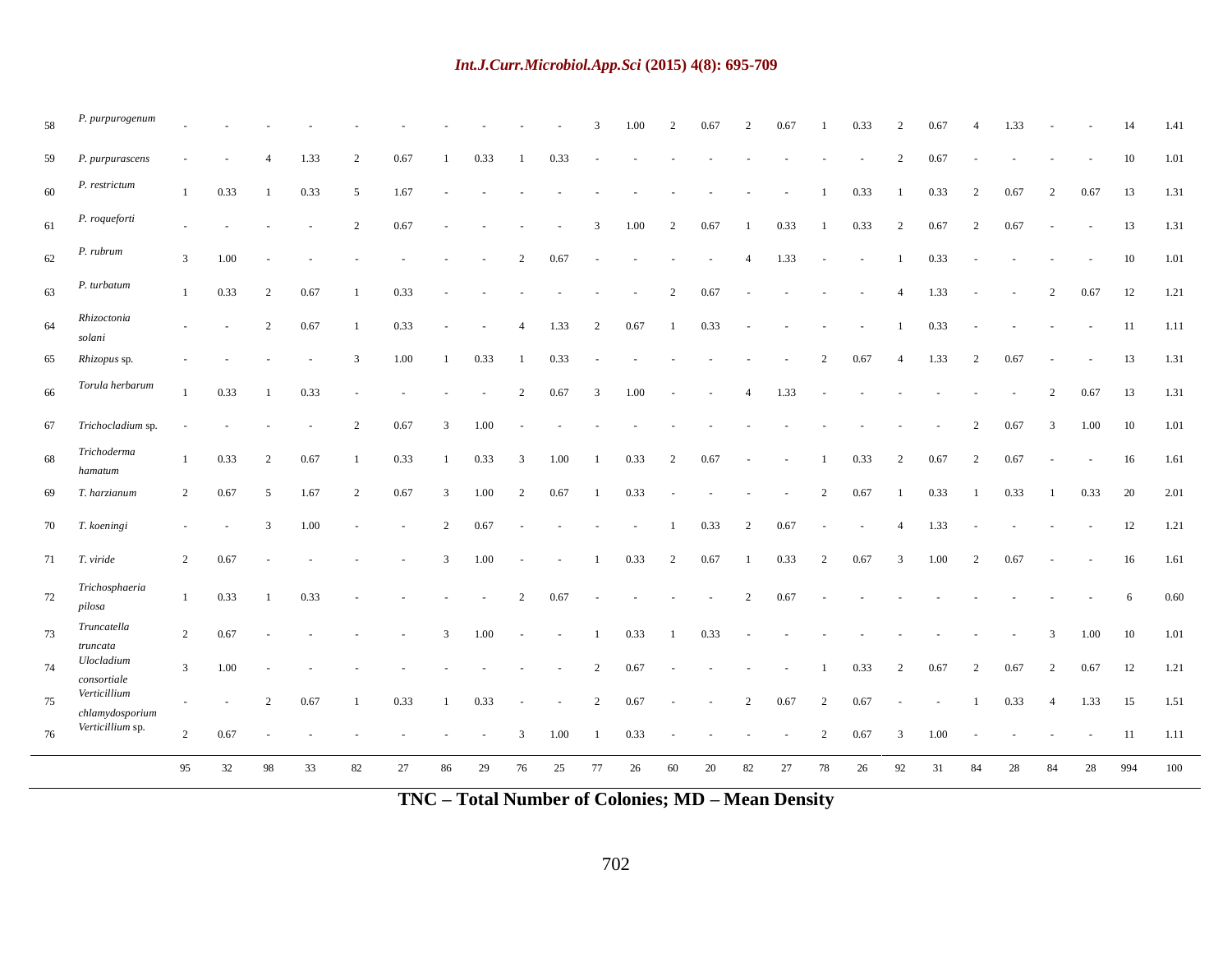| 58 | *P. purpurogenum* | - | - | - | - | - | - | - | - | - | - | 3 | 1.00 | 2 | 0.67 | 2 | 0.67 | 1 | 0.33 | 2 | 0.67 | 4 | 1.33 | - | - | 14 | 1.41 |
|---|---|---|---|---|---|---|---|---|---|---|---|---|---|---|---|---|---|---|---|---|---|---|---|---|---|---|---|
| 59 | *P. purpurascens* | - | - | 4 | 1.33 | 2 | 0.67 | 1 | 0.33 | 1 | 0.33 | - | - | - | - | - | - | - | - | 2 | 0.67 | - | - | - | - | 10 | 1.01 |
| 60 | *P. restrictum* | 1 | 0.33 | 1 | 0.33 | 5 | 1.67 | - | - | - | - | - | - | - | - | - | - | 1 | 0.33 | 1 | 0.33 | 2 | 0.67 | 2 | 0.67 | 13 | 1.31 |
| 61 | *P. roqueforti* | - | - | - | - | 2 | 0.67 | - | - | - | - | 3 | 1.00 | 2 | 0.67 | 1 | 0.33 | 1 | 0.33 | 2 | 0.67 | 2 | 0.67 | - | - | 13 | 1.31 |
| 62 | *P. rubrum* | 3 | 1.00 | - | - | - | - | - | - | 2 | 0.67 | - | - | - | - | 4 | 1.33 | - | - | 1 | 0.33 | - | - | - | - | 10 | 1.01 |
| 63 | *P. turbatum* | 1 | 0.33 | 2 | 0.67 | 1 | 0.33 | - | - | - | - | - | - | 2 | 0.67 | - | - | - | - | 4 | 1.33 | - | - | 2 | 0.67 | 12 | 1.21 |
| 64 | *Rhizoctonia solani* | - | - | 2 | 0.67 | 1 | 0.33 | - | - | 4 | 1.33 | 2 | 0.67 | 1 | 0.33 | - | - | - | - | 1 | 0.33 | - | - | - | - | 11 | 1.11 |
| 65 | *Rhizopus* sp. | - | - | - | - | 3 | 1.00 | 1 | 0.33 | 1 | 0.33 | - | - | - | - | - | - | 2 | 0.67 | 4 | 1.33 | 2 | 0.67 | - | - | 13 | 1.31 |
| 66 | *Torula herbarum* | 1 | 0.33 | 1 | 0.33 | - | - | - | - | 2 | 0.67 | 3 | 1.00 | - | - | 4 | 1.33 | - | - | - | - | - | - | 2 | 0.67 | 13 | 1.31 |
| 67 | *Trichocladium* sp. | - | - | - | - | 2 | 0.67 | 3 | 1.00 | - | - | - | - | - | - | - | - | - | - | - | - | 2 | 0.67 | 3 | 1.00 | 10 | 1.01 |
| 68 | *Trichoderma hamatum* | 1 | 0.33 | 2 | 0.67 | 1 | 0.33 | 1 | 0.33 | 3 | 1.00 | 1 | 0.33 | 2 | 0.67 | - | - | 1 | 0.33 | 2 | 0.67 | 2 | 0.67 | - | - | 16 | 1.61 |
| 69 | *T. harzianum* | 2 | 0.67 | 5 | 1.67 | 2 | 0.67 | 3 | 1.00 | 2 | 0.67 | 1 | 0.33 | - | - | - | - | 2 | 0.67 | 1 | 0.33 | 1 | 0.33 | 1 | 0.33 | 20 | 2.01 |
| 70 | *T. koeningi* | - | - | 3 | 1.00 | - | - | 2 | 0.67 | - | - | - | - | 1 | 0.33 | 2 | 0.67 | - | - | 4 | 1.33 | - | - | - | - | 12 | 1.21 |
| 71 | *T. viride* | 2 | 0.67 | - | - | - | - | 3 | 1.00 | - | - | 1 | 0.33 | 2 | 0.67 | 1 | 0.33 | 2 | 0.67 | 3 | 1.00 | 2 | 0.67 | - | - | 16 | 1.61 |
| 72 | *Trichosphaeria pilosa* | 1 | 0.33 | 1 | 0.33 | - | - | - | - | 2 | 0.67 | - | - | - | - | 2 | 0.67 | - | - | - | - | - | - | - | - | 6 | 0.60 |
| 73 | *Truncatella truncata* | 2 | 0.67 | - | - | - | - | 3 | 1.00 | - | - | 1 | 0.33 | 1 | 0.33 | - | - | - | - | - | - | - | - | 3 | 1.00 | 10 | 1.01 |
| 74 | *Ulocladium consortiale* | 3 | 1.00 | - | - | - | - | - | - | - | - | 2 | 0.67 | - | - | - | - | 1 | 0.33 | 2 | 0.67 | 2 | 0.67 | 2 | 0.67 | 12 | 1.21 |
| 75 | *Verticillium chlamydosporium* | - | - | 2 | 0.67 | 1 | 0.33 | 1 | 0.33 | - | - | 2 | 0.67 | - | - | 2 | 0.67 | 2 | 0.67 | - | - | 1 | 0.33 | 4 | 1.33 | 15 | 1.51 |
| 76 | *Verticillium* sp. | 2 | 0.67 | - | - | - | - | - | - | 3 | 1.00 | 1 | 0.33 | - | - | - | - | 2 | 0.67 | 3 | 1.00 | - | - | - | - | 11 | 1.11 |
| | | 95 | 32 | 98 | 33 | 82 | 27 | 86 | 29 | 76 | 25 | 77 | 26 | 60 | 20 | 82 | 27 | 78 | 26 | 92 | 31 | 84 | 28 | 84 | 28 | 994 | 100 |

**TNC – Total Number of Colonies; MD – Mean Density**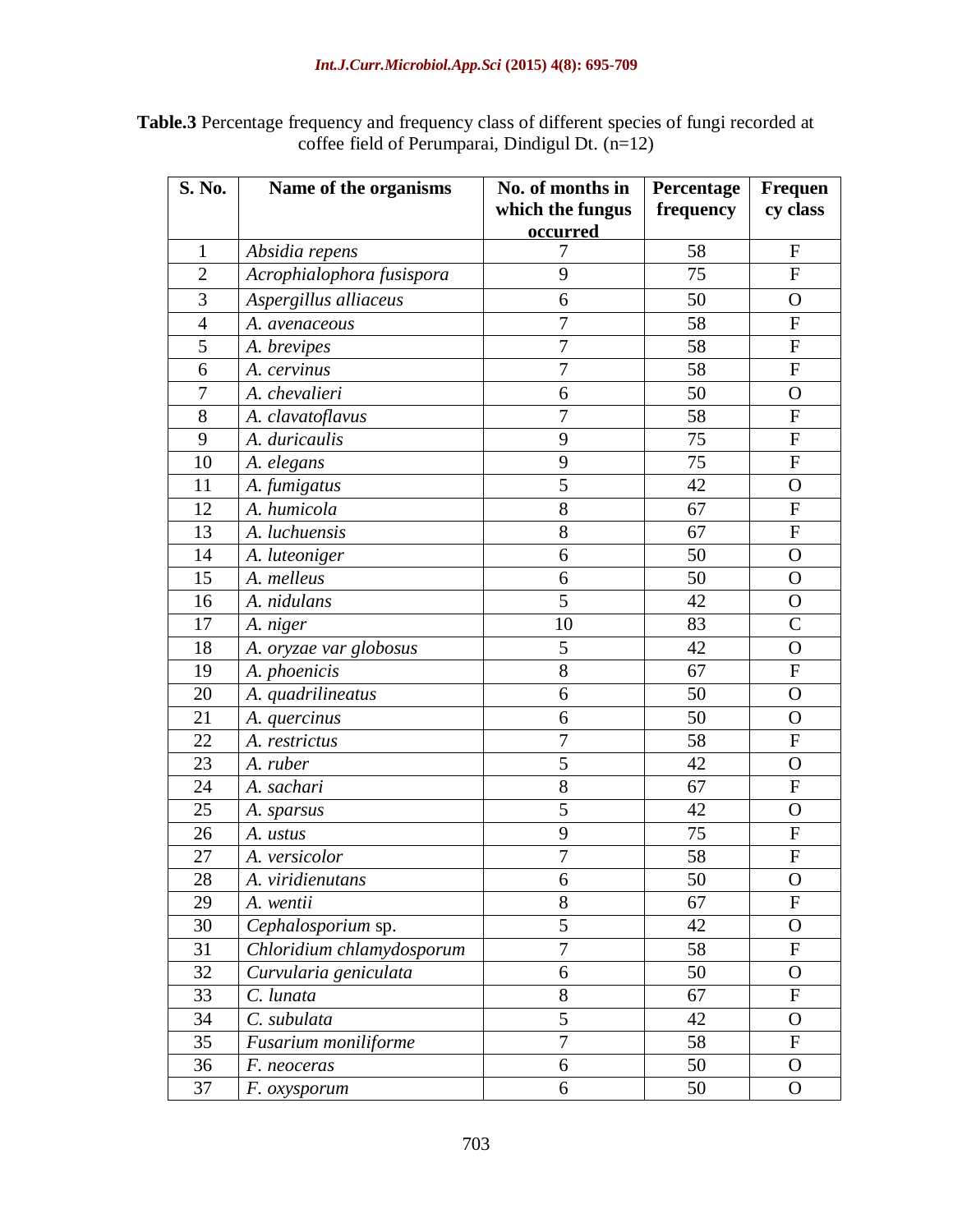**Table.3** Percentage frequency and frequency class of different species of fungi recorded at coffee field of Perumparai, Dindigul Dt. (n=12)

| S. No. | Name of the organisms | No. of months in which the fungus occurred | Percentage frequency | Frequency class |
|---|---|---|---|---|
| 1 | *Absidia repens* | 7 | 58 | F |
| 2 | *Acrophialophora fusispora* | 9 | 75 | F |
| 3 | *Aspergillus alliaceus* | 6 | 50 | O |
| 4 | *A. avenaceous* | 7 | 58 | F |
| 5 | *A. brevipes* | 7 | 58 | F |
| 6 | *A. cervinus* | 7 | 58 | F |
| 7 | *A. chevalieri* | 6 | 50 | O |
| 8 | *A. clavatoflavus* | 7 | 58 | F |
| 9 | *A. duricaulis* | 9 | 75 | F |
| 10 | *A. elegans* | 9 | 75 | F |
| 11 | *A. fumigatus* | 5 | 42 | O |
| 12 | *A. humicola* | 8 | 67 | F |
| 13 | *A. luchuensis* | 8 | 67 | F |
| 14 | *A. luteoniger* | 6 | 50 | O |
| 15 | *A. melleus* | 6 | 50 | O |
| 16 | *A. nidulans* | 5 | 42 | O |
| 17 | *A. niger* | 10 | 83 | C |
| 18 | *A. oryzae var globosus* | 5 | 42 | O |
| 19 | *A. phoenicis* | 8 | 67 | F |
| 20 | *A. quadrilineatus* | 6 | 50 | O |
| 21 | *A. quercinus* | 6 | 50 | O |
| 22 | *A. restrictus* | 7 | 58 | F |
| 23 | *A. ruber* | 5 | 42 | O |
| 24 | *A. sachari* | 8 | 67 | F |
| 25 | *A. sparsus* | 5 | 42 | O |
| 26 | *A. ustus* | 9 | 75 | F |
| 27 | *A. versicolor* | 7 | 58 | F |
| 28 | *A. viridienutans* | 6 | 50 | O |
| 29 | *A. wentii* | 8 | 67 | F |
| 30 | *Cephalosporium* sp. | 5 | 42 | O |
| 31 | *Chloridium chlamydosporum* | 7 | 58 | F |
| 32 | *Curvularia geniculata* | 6 | 50 | O |
| 33 | *C. lunata* | 8 | 67 | F |
| 34 | *C. subulata* | 5 | 42 | O |
| 35 | *Fusarium moniliforme* | 7 | 58 | F |
| 36 | *F. neoceras* | 6 | 50 | O |
| 37 | *F. oxysporum* | 6 | 50 | O |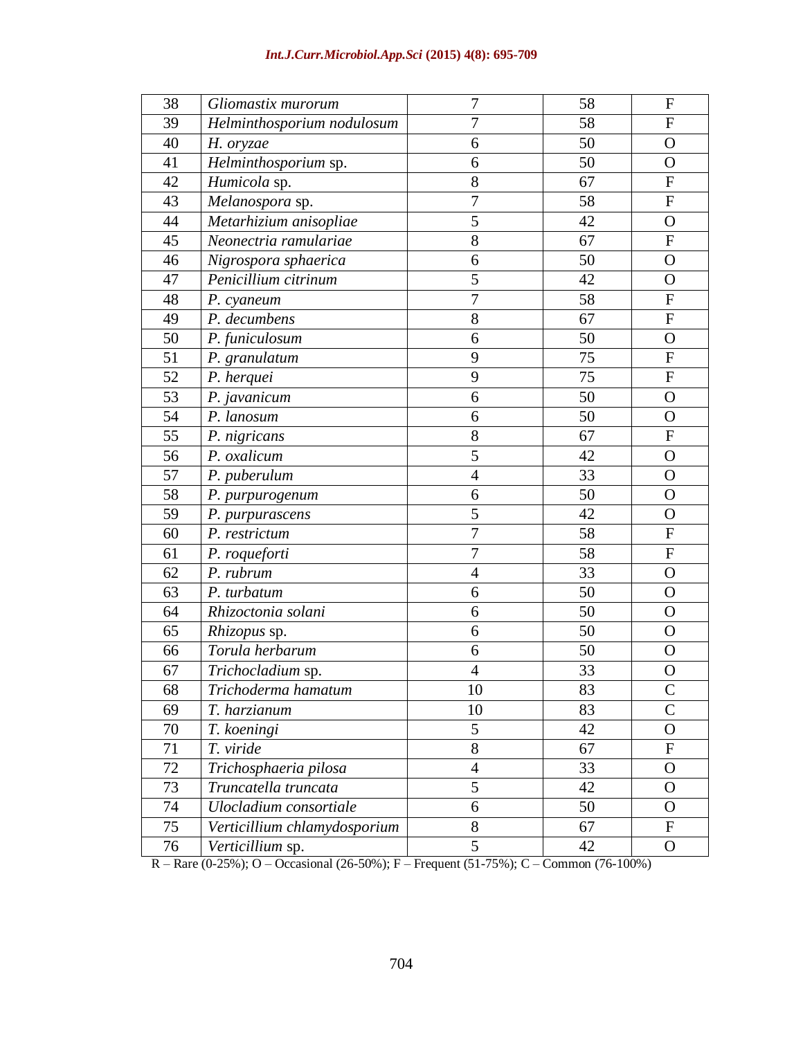| | | | | |
|---|---|---|---|---|
| 38 | *Gliomastix murorum* | 7 | 58 | F |
| 39 | *Helminthosporium nodulosum* | 7 | 58 | F |
| 40 | *H. oryzae* | 6 | 50 | O |
| 41 | *Helminthosporium* sp. | 6 | 50 | O |
| 42 | *Humicola* sp. | 8 | 67 | F |
| 43 | *Melanospora* sp. | 7 | 58 | F |
| 44 | *Metarhizium anisopliae* | 5 | 42 | O |
| 45 | *Neonectria ramulariae* | 8 | 67 | F |
| 46 | *Nigrospora sphaerica* | 6 | 50 | O |
| 47 | *Penicillium citrinum* | 5 | 42 | O |
| 48 | *P. cyaneum* | 7 | 58 | F |
| 49 | *P. decumbens* | 8 | 67 | F |
| 50 | *P. funiculosum* | 6 | 50 | O |
| 51 | *P. granulatum* | 9 | 75 | F |
| 52 | *P. herquei* | 9 | 75 | F |
| 53 | *P. javanicum* | 6 | 50 | O |
| 54 | *P. lanosum* | 6 | 50 | O |
| 55 | *P. nigricans* | 8 | 67 | F |
| 56 | *P. oxalicum* | 5 | 42 | O |
| 57 | *P. puberulum* | 4 | 33 | O |
| 58 | *P. purpurogenum* | 6 | 50 | O |
| 59 | *P. purpurascens* | 5 | 42 | O |
| 60 | *P. restrictum* | 7 | 58 | F |
| 61 | *P. roqueforti* | 7 | 58 | F |
| 62 | *P. rubrum* | 4 | 33 | O |
| 63 | *P. turbatum* | 6 | 50 | O |
| 64 | *Rhizoctonia solani* | 6 | 50 | O |
| 65 | *Rhizopus* sp. | 6 | 50 | O |
| 66 | *Torula herbarum* | 6 | 50 | O |
| 67 | *Trichocladium* sp. | 4 | 33 | O |
| 68 | *Trichoderma hamatum* | 10 | 83 | C |
| 69 | *T. harzianum* | 10 | 83 | C |
| 70 | *T. koeningi* | 5 | 42 | O |
| 71 | *T. viride* | 8 | 67 | F |
| 72 | *Trichosphaeria pilosa* | 4 | 33 | O |
| 73 | *Truncatella truncata* | 5 | 42 | O |
| 74 | *Ulocladium consortiale* | 6 | 50 | O |
| 75 | *Verticillium chlamydosporium* | 8 | 67 | F |
| 76 | *Verticillium* sp. | 5 | 42 | O |

R – Rare (0-25%); O – Occasional (26-50%); F – Frequent (51-75%); C – Common (76-100%)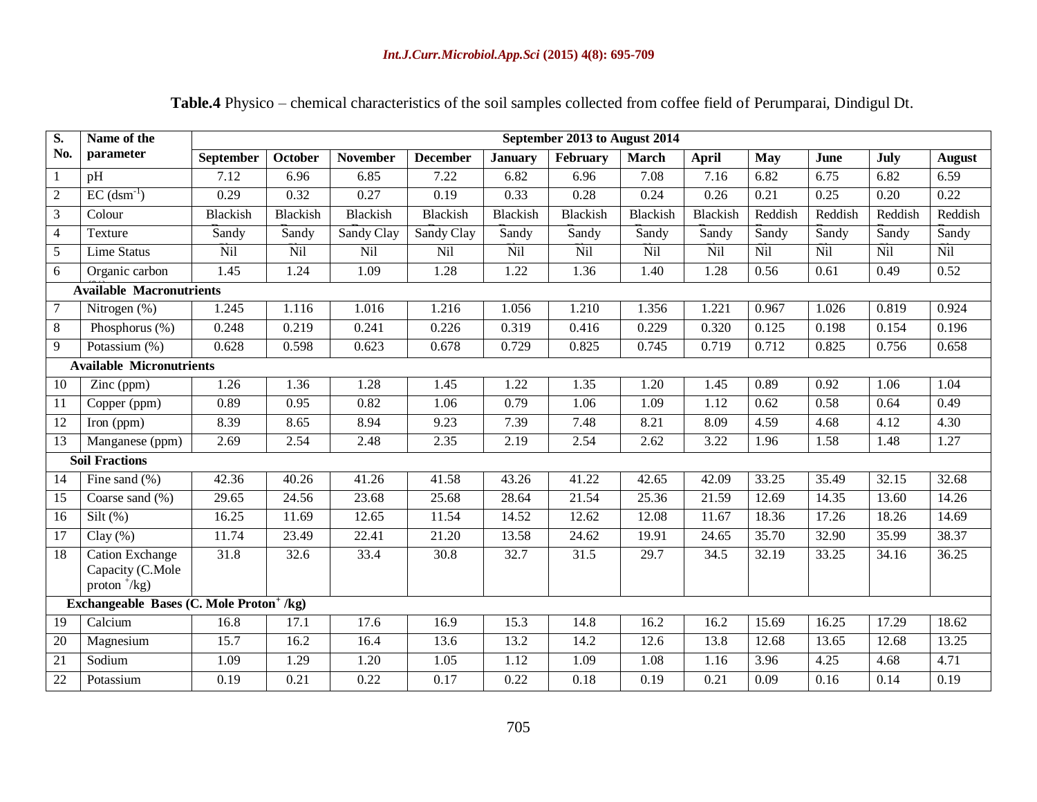**Table.4** Physico – chemical characteristics of the soil samples collected from coffee field of Perumparai, Dindigul Dt.

| S. No. | Name of the parameter | September 2013 to August 2014 | | | | | | | | | | | |
|---|---|---|---|---|---|---|---|---|---|---|---|---|---|
| | | **September** | **October** | **November** | **December** | **January** | **February** | **March** | **April** | **May** | **June** | **July** | **August** |
| 1 | pH | 7.12 | 6.96 | 6.85 | 7.22 | 6.82 | 6.96 | 7.08 | 7.16 | 6.82 | 6.75 | 6.82 | 6.59 |
| 2 | EC ($dsm^{-1}$) | 0.29 | 0.32 | 0.27 | 0.19 | 0.33 | 0.28 | 0.24 | 0.26 | 0.21 | 0.25 | 0.20 | 0.22 |
| 3 | Colour | Blackish | Blackish | Blackish | Blackish | Blackish | Blackish | Blackish | Blackish | Reddish | Reddish | Reddish | Reddish |
| 4 | Texture | Sandy | Sandy | Sandy Clay | Sandy Clay | Sandy | Sandy | Sandy | Sandy | Sandy | Sandy | Sandy | Sandy |
| 5 | Lime Status | Nil | Nil | Nil | Nil | Nil | Nil | Nil | Nil | Nil | Nil | Nil | Nil |
| 6 | Organic carbon | 1.45 | 1.24 | 1.09 | 1.28 | 1.22 | 1.36 | 1.40 | 1.28 | 0.56 | 0.61 | 0.49 | 0.52 |
| **Available Macronutrients** | | | | | | | | | | | | | |
| 7 | Nitrogen (%) | 1.245 | 1.116 | 1.016 | 1.216 | 1.056 | 1.210 | 1.356 | 1.221 | 0.967 | 1.026 | 0.819 | 0.924 |
| 8 | Phosphorus (%) | 0.248 | 0.219 | 0.241 | 0.226 | 0.319 | 0.416 | 0.229 | 0.320 | 0.125 | 0.198 | 0.154 | 0.196 |
| 9 | Potassium (%) | 0.628 | 0.598 | 0.623 | 0.678 | 0.729 | 0.825 | 0.745 | 0.719 | 0.712 | 0.825 | 0.756 | 0.658 |
| **Available Micronutrients** | | | | | | | | | | | | | |
| 10 | Zinc (ppm) | 1.26 | 1.36 | 1.28 | 1.45 | 1.22 | 1.35 | 1.20 | 1.45 | 0.89 | 0.92 | 1.06 | 1.04 |
| 11 | Copper (ppm) | 0.89 | 0.95 | 0.82 | 1.06 | 0.79 | 1.06 | 1.09 | 1.12 | 0.62 | 0.58 | 0.64 | 0.49 |
| 12 | Iron (ppm) | 8.39 | 8.65 | 8.94 | 9.23 | 7.39 | 7.48 | 8.21 | 8.09 | 4.59 | 4.68 | 4.12 | 4.30 |
| 13 | Manganese (ppm) | 2.69 | 2.54 | 2.48 | 2.35 | 2.19 | 2.54 | 2.62 | 3.22 | 1.96 | 1.58 | 1.48 | 1.27 |
| **Soil Fractions** | | | | | | | | | | | | | |
| 14 | Fine sand (%) | 42.36 | 40.26 | 41.26 | 41.58 | 43.26 | 41.22 | 42.65 | 42.09 | 33.25 | 35.49 | 32.15 | 32.68 |
| 15 | Coarse sand (%) | 29.65 | 24.56 | 23.68 | 25.68 | 28.64 | 21.54 | 25.36 | 21.59 | 12.69 | 14.35 | 13.60 | 14.26 |
| 16 | Silt (%) | 16.25 | 11.69 | 12.65 | 11.54 | 14.52 | 12.62 | 12.08 | 11.67 | 18.36 | 17.26 | 18.26 | 14.69 |
| 17 | Clay (%) | 11.74 | 23.49 | 22.41 | 21.20 | 13.58 | 24.62 | 19.91 | 24.65 | 35.70 | 32.90 | 35.99 | 38.37 |
| 18 | Cation Exchange Capacity (C.Mole proton $^{+}$/kg) | 31.8 | 32.6 | 33.4 | 30.8 | 32.7 | 31.5 | 29.7 | 34.5 | 32.19 | 33.25 | 34.16 | 36.25 |
| **Exchangeable Bases (C. Mole Proton$^{+}$ /kg)** | | | | | | | | | | | | | |
| 19 | Calcium | 16.8 | 17.1 | 17.6 | 16.9 | 15.3 | 14.8 | 16.2 | 16.2 | 15.69 | 16.25 | 17.29 | 18.62 |
| 20 | Magnesium | 15.7 | 16.2 | 16.4 | 13.6 | 13.2 | 14.2 | 12.6 | 13.8 | 12.68 | 13.65 | 12.68 | 13.25 |
| 21 | Sodium | 1.09 | 1.29 | 1.20 | 1.05 | 1.12 | 1.09 | 1.08 | 1.16 | 3.96 | 4.25 | 4.68 | 4.71 |
| 22 | Potassium | 0.19 | 0.21 | 0.22 | 0.17 | 0.22 | 0.18 | 0.19 | 0.21 | 0.09 | 0.16 | 0.14 | 0.19 |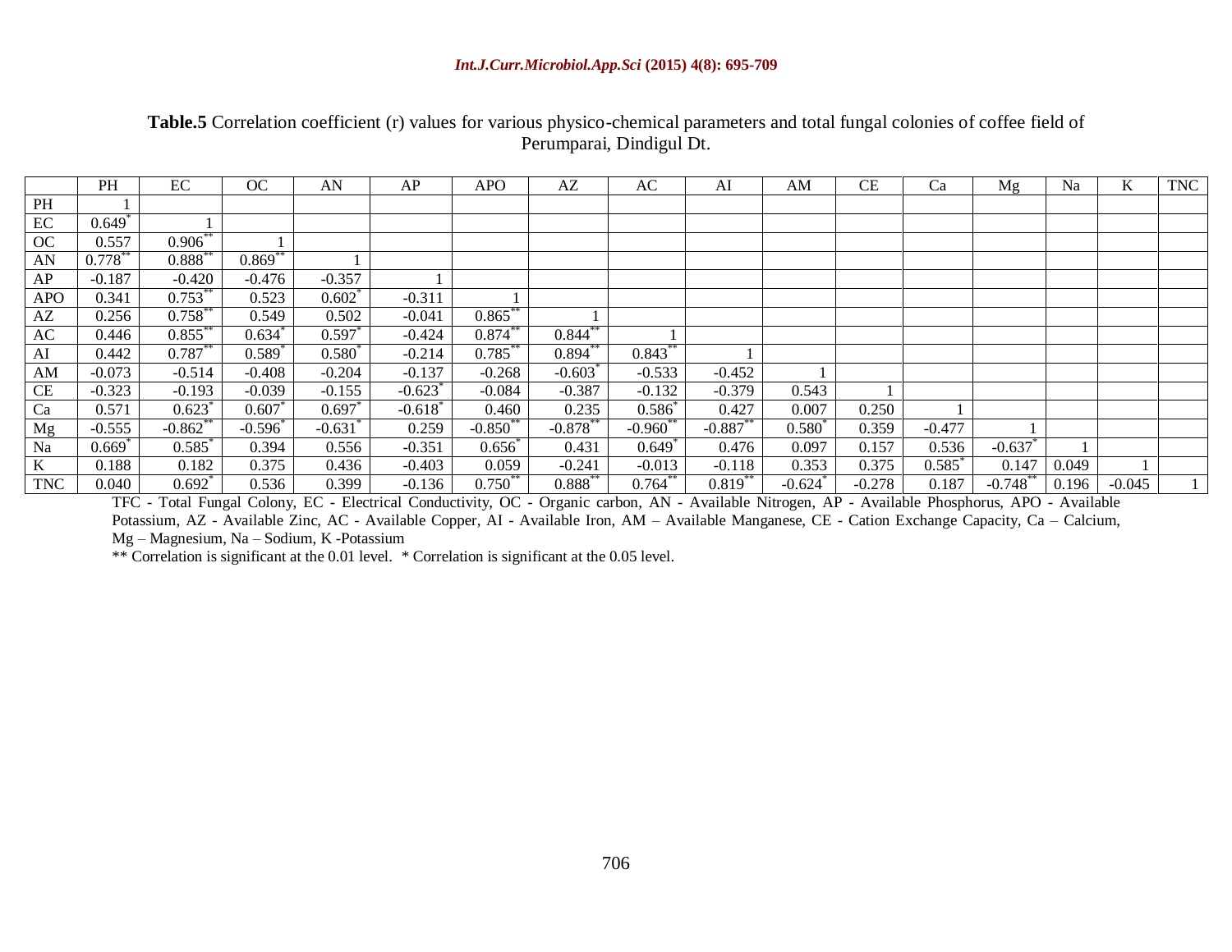**Table.5** Correlation coefficient (r) values for various physico-chemical parameters and total fungal colonies of coffee field of Perumparai, Dindigul Dt.

| | PH | EC | OC | AN | AP | APO | AZ | AC | AI | AM | CE | Ca | Mg | Na | K | TNC |
|---|---|---|---|---|---|---|---|---|---|---|---|---|---|---|---|---|
| PH | 1 | | | | | | | | | | | | | | | |
| EC | 0.649* | 1 | | | | | | | | | | | | | | |
| OC | 0.557 | 0.906** | 1 | | | | | | | | | | | | | |
| AN | 0.778** | 0.888** | 0.869** | 1 | | | | | | | | | | | | |
| AP | -0.187 | -0.420 | -0.476 | -0.357 | 1 | | | | | | | | | | | |
| APO | 0.341 | 0.753** | 0.523 | 0.602* | -0.311 | 1 | | | | | | | | | | |
| AZ | 0.256 | 0.758** | 0.549 | 0.502 | -0.041 | 0.865** | 1 | | | | | | | | | |
| AC | 0.446 | 0.855** | 0.634* | 0.597* | -0.424 | 0.874** | 0.844** | 1 | | | | | | | | |
| AI | 0.442 | 0.787** | 0.589* | 0.580* | -0.214 | 0.785** | 0.894** | 0.843** | 1 | | | | | | | |
| AM | -0.073 | -0.514 | -0.408 | -0.204 | -0.137 | -0.268 | -0.603* | -0.533 | -0.452 | 1 | | | | | | |
| CE | -0.323 | -0.193 | -0.039 | -0.155 | -0.623* | -0.084 | -0.387 | -0.132 | -0.379 | 0.543 | 1 | | | | | |
| Ca | 0.571 | 0.623* | 0.607* | 0.697* | -0.618* | 0.460 | 0.235 | 0.586* | 0.427 | 0.007 | 0.250 | 1 | | | | |
| Mg | -0.555 | -0.862** | -0.596* | -0.631* | 0.259 | -0.850** | -0.878** | -0.960** | -0.887** | 0.580* | 0.359 | -0.477 | 1 | | | |
| Na | 0.669* | 0.585* | 0.394 | 0.556 | -0.351 | 0.656* | 0.431 | 0.649* | 0.476 | 0.097 | 0.157 | 0.536 | -0.637* | 1 | | |
| K | 0.188 | 0.182 | 0.375 | 0.436 | -0.403 | 0.059 | -0.241 | -0.013 | -0.118 | 0.353 | 0.375 | 0.585* | 0.147 | 0.049 | 1 | |
| TNC | 0.040 | 0.692* | 0.536 | 0.399 | -0.136 | 0.750** | 0.888** | 0.764** | 0.819** | -0.624* | -0.278 | 0.187 | -0.748** | 0.196 | -0.045 | 1 |

TFC - Total Fungal Colony, EC - Electrical Conductivity, OC - Organic carbon, AN - Available Nitrogen, AP - Available Phosphorus, APO - Available Potassium, AZ - Available Zinc, AC - Available Copper, AI - Available Iron, AM – Available Manganese, CE - Cation Exchange Capacity, Ca – Calcium, Mg – Magnesium, Na – Sodium, K -Potassium

** Correlation is significant at the 0.01 level. * Correlation is significant at the 0.05 level.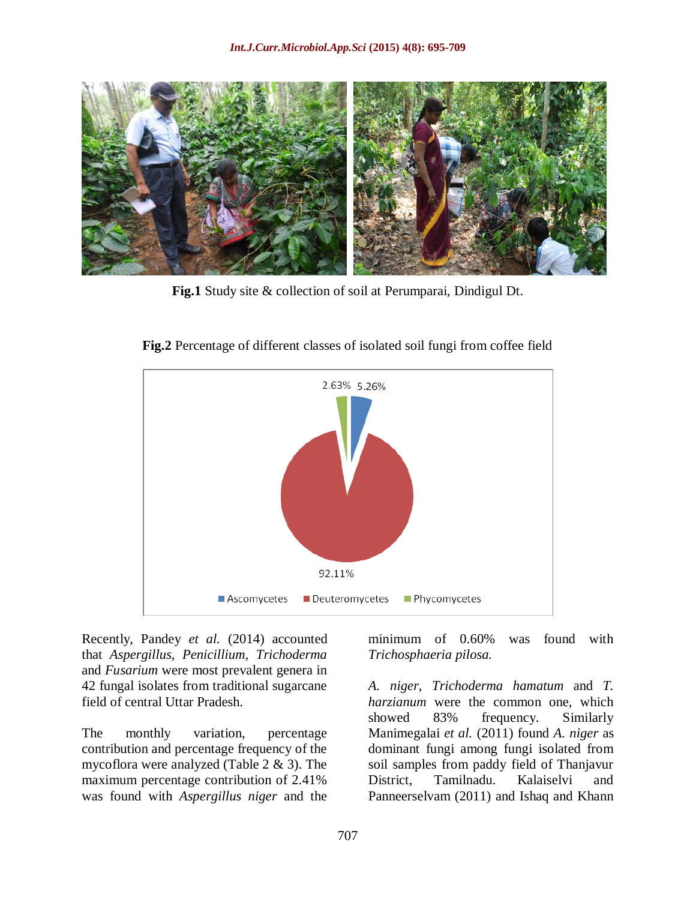**Fig.1** Study site & collection of soil at Perumparai, Dindigul Dt.

**Fig.2** Percentage of different classes of isolated soil fungi from coffee field

Recently, Pandey *et al.* (2014) accounted that *Aspergillus, Penicillium, Trichoderma* and *Fusarium* were most prevalent genera in 42 fungal isolates from traditional sugarcane field of central Uttar Pradesh.

The monthly variation, percentage contribution and percentage frequency of the mycoflora were analyzed (Table 2 & 3). The maximum percentage contribution of 2.41% was found with *Aspergillus niger* and the minimum of 0.60% was found with *Trichosphaeria pilosa.*

*A. niger, Trichoderma hamatum* and *T. harzianum* were the common one, which showed 83% frequency. Similarly Manimegalai *et al.* (2011) found *A. niger* as dominant fungi among fungi isolated from soil samples from paddy field of Thanjavur District, Tamilnadu. Kalaiselvi and Panneerselvam (2011) and Ishaq and Khann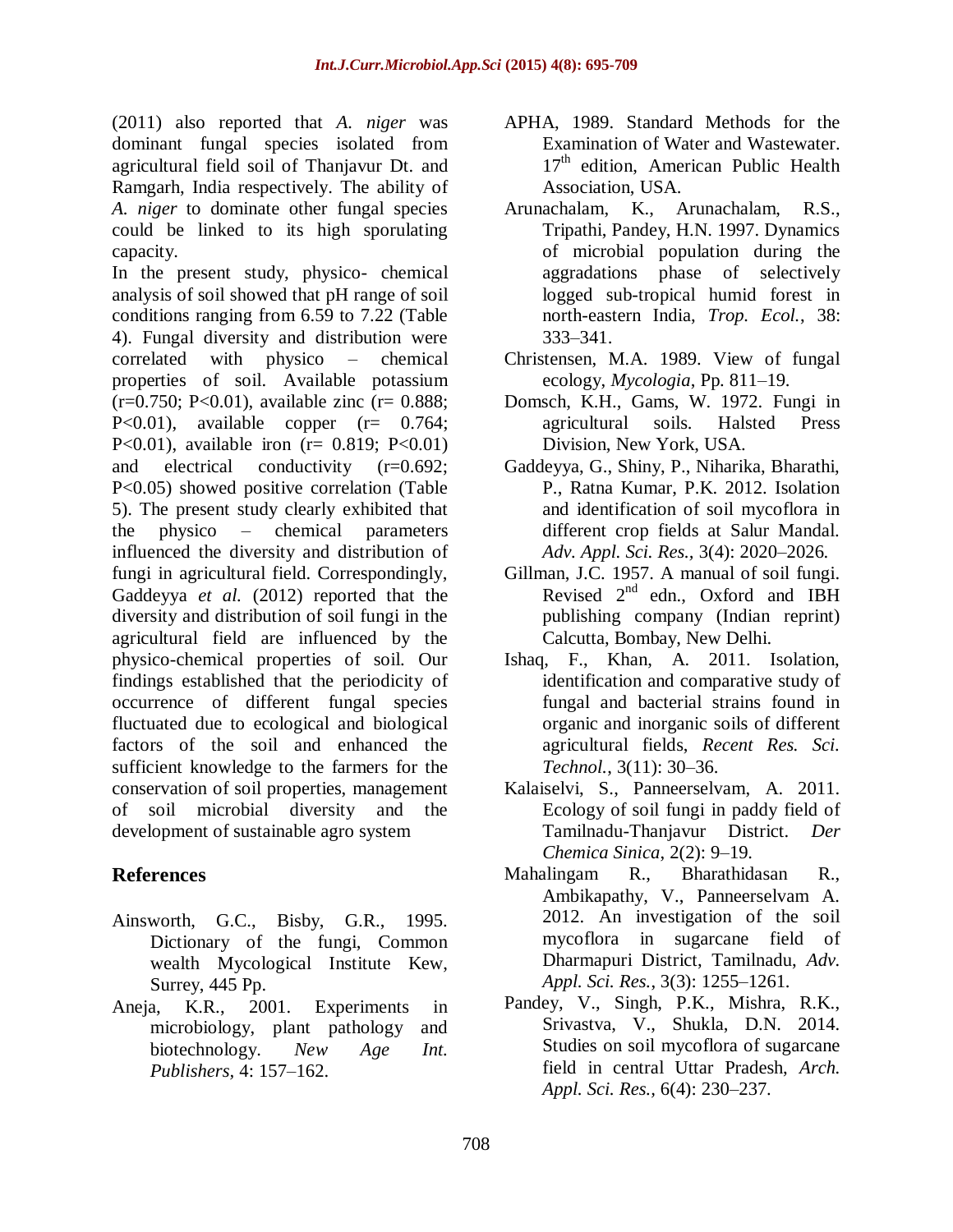(2011) also reported that *A. niger* was dominant fungal species isolated from agricultural field soil of Thanjavur Dt. and Ramgarh, India respectively. The ability of *A. niger* to dominate other fungal species could be linked to its high sporulating capacity.

In the present study, physico- chemical analysis of soil showed that pH range of soil conditions ranging from 6.59 to 7.22 (Table 4). Fungal diversity and distribution were correlated with physico – chemical properties of soil. Available potassium ($r=0.750$; $P<0.01$), available zinc ($r= 0.888$; $P<0.01$), available copper ($r= 0.764$; $P<0.01$), available iron ($r= 0.819$; $P<0.01$) and electrical conductivity ($r=0.692$; $P<0.05$) showed positive correlation (Table 5). The present study clearly exhibited that the physico – chemical parameters influenced the diversity and distribution of fungi in agricultural field. Correspondingly, Gaddeyya *et al.* (2012) reported that the diversity and distribution of soil fungi in the agricultural field are influenced by the physico-chemical properties of soil. Our findings established that the periodicity of occurrence of different fungal species fluctuated due to ecological and biological factors of the soil and enhanced the sufficient knowledge to the farmers for the conservation of soil properties, management of soil microbial diversity and the development of sustainable agro system

## References

Ainsworth, G.C., Bisby, G.R., 1995. Dictionary of the fungi, Common wealth Mycological Institute Kew, Surrey, 445 Pp.

Aneja, K.R., 2001. Experiments in microbiology, plant pathology and biotechnology. *New Age Int. Publishers*, 4: 157–162.

APHA, 1989. Standard Methods for the Examination of Water and Wastewater. 17th edition, American Public Health Association, USA.

Arunachalam, K., Arunachalam, R.S., Tripathi, Pandey, H.N. 1997. Dynamics of microbial population during the aggradations phase of selectively logged sub-tropical humid forest in north-eastern India, *Trop. Ecol.*, 38: 333–341.

Christensen, M.A. 1989. View of fungal ecology, *Mycologia*, Pp. 811–19.

Domsch, K.H., Gams, W. 1972. Fungi in agricultural soils. Halsted Press Division, New York, USA.

Gaddeyya, G., Shiny, P., Niharika, Bharathi, P., Ratna Kumar, P.K. 2012. Isolation and identification of soil mycoflora in different crop fields at Salur Mandal. *Adv. Appl. Sci. Res.*, 3(4): 2020–2026.

Gillman, J.C. 1957. A manual of soil fungi. Revised 2nd edn., Oxford and IBH publishing company (Indian reprint) Calcutta, Bombay, New Delhi.

Ishaq, F., Khan, A. 2011. Isolation, identification and comparative study of fungal and bacterial strains found in organic and inorganic soils of different agricultural fields, *Recent Res. Sci. Technol.*, 3(11): 30–36.

Kalaiselvi, S., Panneerselvam, A. 2011. Ecology of soil fungi in paddy field of Tamilnadu-Thanjavur District. *Der Chemica Sinica*, 2(2): 9–19.

Mahalingam R., Bharathidasan R., Ambikapathy, V., Panneerselvam A. 2012. An investigation of the soil mycoflora in sugarcane field of Dharmapuri District, Tamilnadu, *Adv. Appl. Sci. Res.*, 3(3): 1255–1261.

Pandey, V., Singh, P.K., Mishra, R.K., Srivastva, V., Shukla, D.N. 2014. Studies on soil mycoflora of sugarcane field in central Uttar Pradesh, *Arch. Appl. Sci. Res.*, 6(4): 230–237.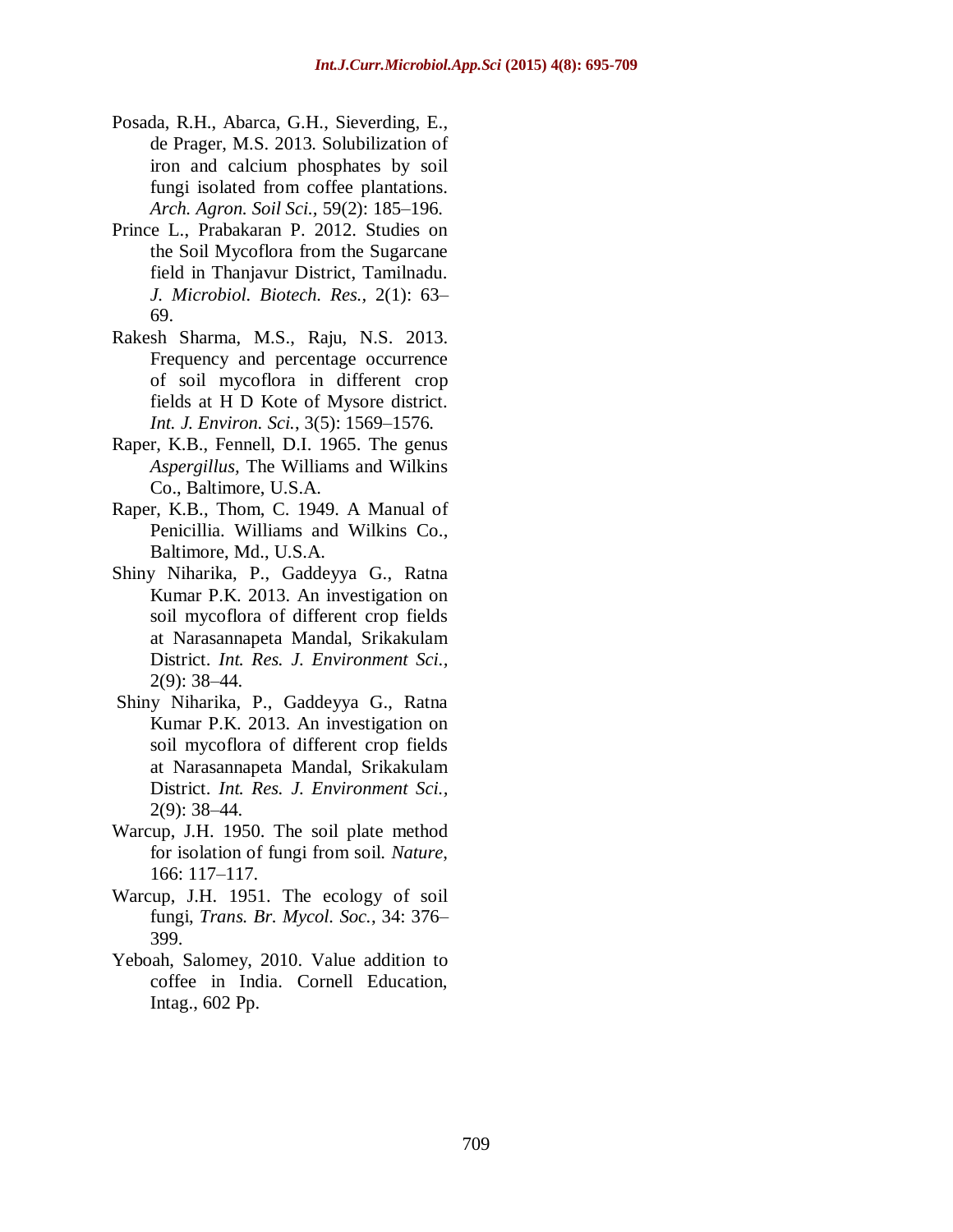Posada, R.H., Abarca, G.H., Sieverding, E., de Prager, M.S. 2013. Solubilization of iron and calcium phosphates by soil fungi isolated from coffee plantations. *Arch. Agron. Soil Sci.*, 59(2): 185–196.

Prince L., Prabakaran P. 2012. Studies on the Soil Mycoflora from the Sugarcane field in Thanjavur District, Tamilnadu. *J. Microbiol. Biotech. Res.*, 2(1): 63–69.

Rakesh Sharma, M.S., Raju, N.S. 2013. Frequency and percentage occurrence of soil mycoflora in different crop fields at H D Kote of Mysore district. *Int. J. Environ. Sci.*, 3(5): 1569–1576.

Raper, K.B., Fennell, D.I. 1965. The genus *Aspergillus*, The Williams and Wilkins Co., Baltimore, U.S.A.

Raper, K.B., Thom, C. 1949. A Manual of Penicillia. Williams and Wilkins Co., Baltimore, Md., U.S.A.

Shiny Niharika, P., Gaddeyya G., Ratna Kumar P.K. 2013. An investigation on soil mycoflora of different crop fields at Narasannapeta Mandal, Srikakulam District. *Int. Res. J. Environment Sci.*, 2(9): 38–44.

Shiny Niharika, P., Gaddeyya G., Ratna Kumar P.K. 2013. An investigation on soil mycoflora of different crop fields at Narasannapeta Mandal, Srikakulam District. *Int. Res. J. Environment Sci.*, 2(9): 38–44.

Warcup, J.H. 1950. The soil plate method for isolation of fungi from soil. *Nature*, 166: 117–117.

Warcup, J.H. 1951. The ecology of soil fungi, *Trans. Br. Mycol. Soc.*, 34: 376–399.

Yeboah, Salomey, 2010. Value addition to coffee in India. Cornell Education, Intag., 602 Pp.